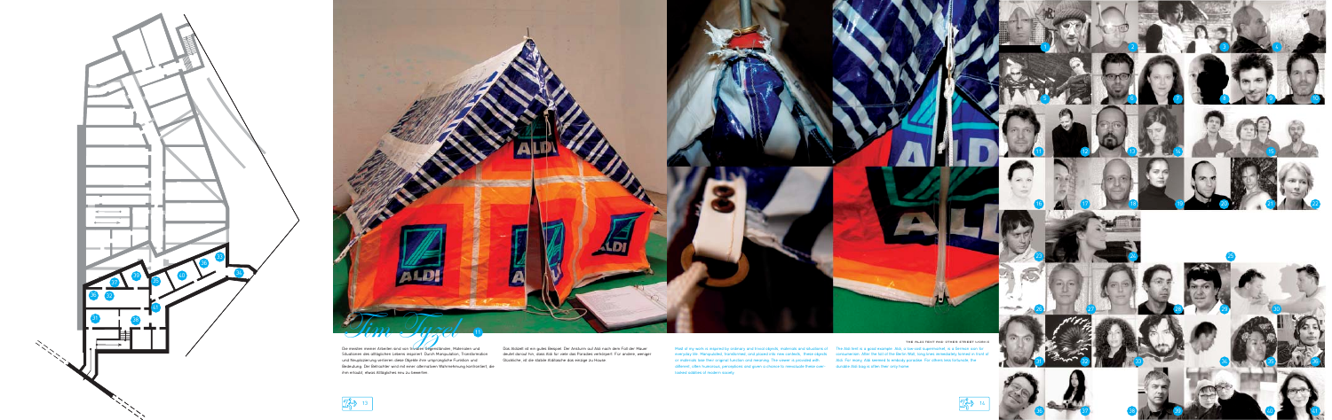# Tim Tyzel

Die meisten meiner Arbeiten sind von banalen Gegenständen, Materialien und Situationen des alltäglichen Lebens inspiriert. Durch Manipulation, Transformation und Neuplatzierung verlieren diese Objekte ihre ursprüngliche Funktion und Bedeutung. Der Betrachter wird mit einer alternativen Wahrnehmung konfrontiert, die ihm erlaubt, etwas Alltägliches neu zu bewerten.

Das Aldizelt ist ein gutes Beispiel. Der Ansturm auf Aldi nach dem Fall der Mauer deutet darauf hin, dass Aldi für viele das Paradies verkörpert. Für andere, weniger Glückliche, ist die stabile Alditasche das einzige zu Hause.

### THE ALDI TENT FOR OTHER STREET LOOKS

Most of my work is inspired by ordinary and trivial objects, materials and situations of everyday life. Manipulated, transformed, and placed into new contexts, these objects or materials lose their original function and meaning. The viewer is provided with different, often humorous perceptions and given a chance to reevaluate these overlooked oddities of modern society.

The Aldi tent is a good example. Aldi, a low-cost supermarket, is a German icon for consumerism. After the fall of the Berlin Wall, long lines immediately formed in front of Aldi. For many, Aldi seemed to embody paradise. For others less fortunate, the durable Aldi bag is often their only home.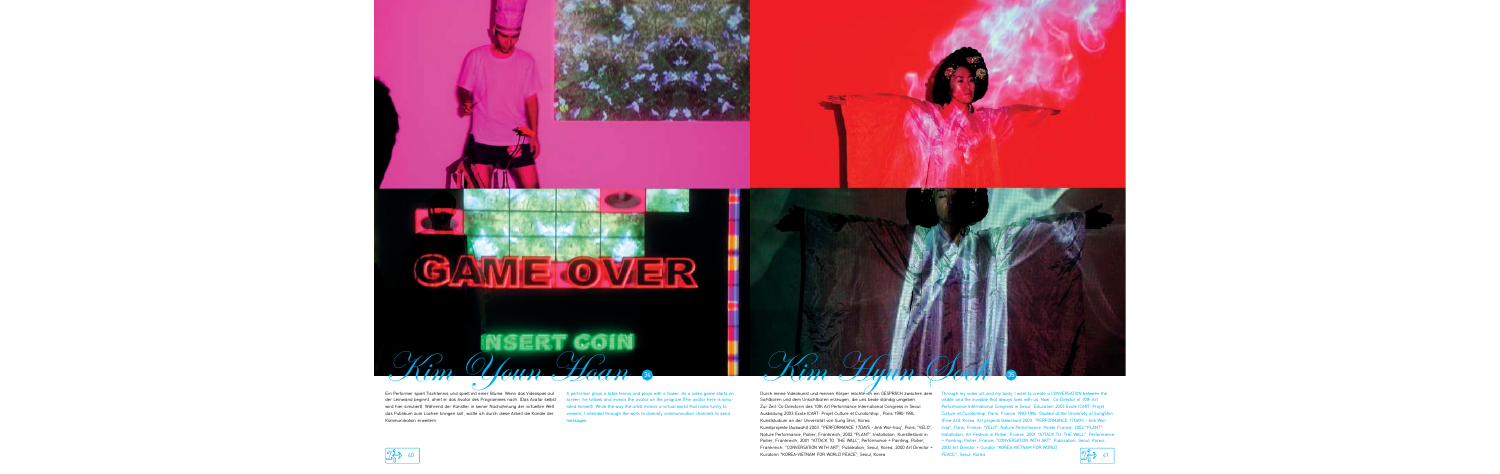# Kim Youn Hoan

Ein Performer spielt Tischtennis und spielt mit einer Blume. Wenn das Videospiel auf der Leinwand beginnt, dreht er das Avatar des Programmes nach. (Das Avatar selbst wird hier simuliert). Während der Künstler in seiner Nachahmung der virtuellen Welt das Publikum zum Lachen bringen soll, sollte ich durch diese Arbeit die Kanäle der Kommunikation erweitern.

A performer plays a table tennis and plays with a flower. As a video game starts on screen, he follows and mimics the avatar on the program (The avatar here is simulated himself). While the way the artist mimics a virtual world that looks funny to viewers, I intended through the work to diversify communication channels to send messages.

# Kim Hyun Sook

Durch meine Videokunst und meinen Körper möchte ich ein GESPRÄCH zwischen dem Sichtbaren und dem Unsichtbaren erzeugen, die uns beide ständig umgeben. Zur Zeit: Co-Direktorin des 10th Art Performance International Congress in Seoul. Ausbildung 2003 Ecole EGART- Projet Culture et Curatorship , Paris 1990-1995 Kunststudium an der Universität von Sung Shin, Korea. Kunstprojekte (Auswahl) 2003 "PERFORMANCE 17DAYS - Anti War-Iraq", Paris, "YELO", Nature Performance, Poitier, Frankreich, 2002 "PLANT" Installation, Kunstfestival in Poitier, Frankreich, 2001 "ATTACK TO THE WALL", Performance + Painting, Poitier, Frankreich, "CONVERSATION WITH ART", Publikation, Seoul, Korea, 2000 Art Director + Kuratorin "KOREA-VIETNAM FOR WORLD PEACE", Seoul, Korea

Through my video art and my body, I want to create a CONVERSATION between the visible and the invisible that always lives with us. Now : Co-Director of 10th Art Performance International Congress in Seoul. Education 2003 Ecole EGART- Projet Culture et Curatorship, Paris, France 1990-1995 Student of the University at Sung Shin (Fine Art), Korea. Art projects(Selection) 2003 "PERFORMANCE 17DAYS - Anti War-Iraq", Paris, France, "YELO", Nature Performance Poitier France, 2002 "PLANT" Installation, Art Festival in Poitier, France, 2001 "ATTACK TO THE WALL", Performance + Painting, Poitier, France, "CONVERSATION WITH ART", Publication, Seoul, Korea, 2000 Art Director + Curator "KOREA-VIETNAM FOR WORLD PEACE", Seoul, Korea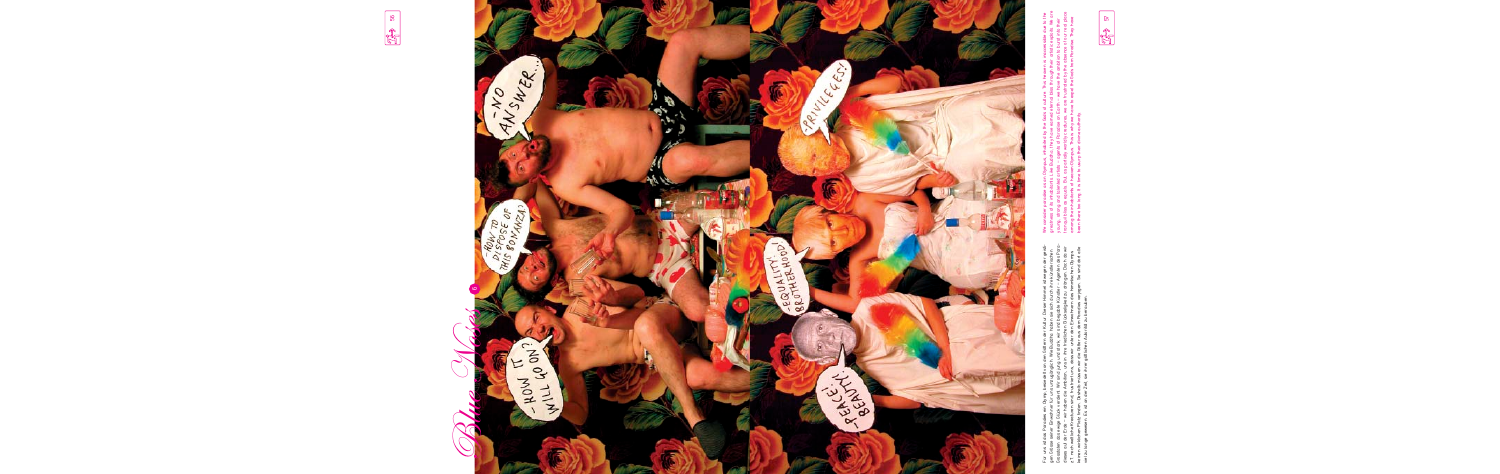# Blue Noses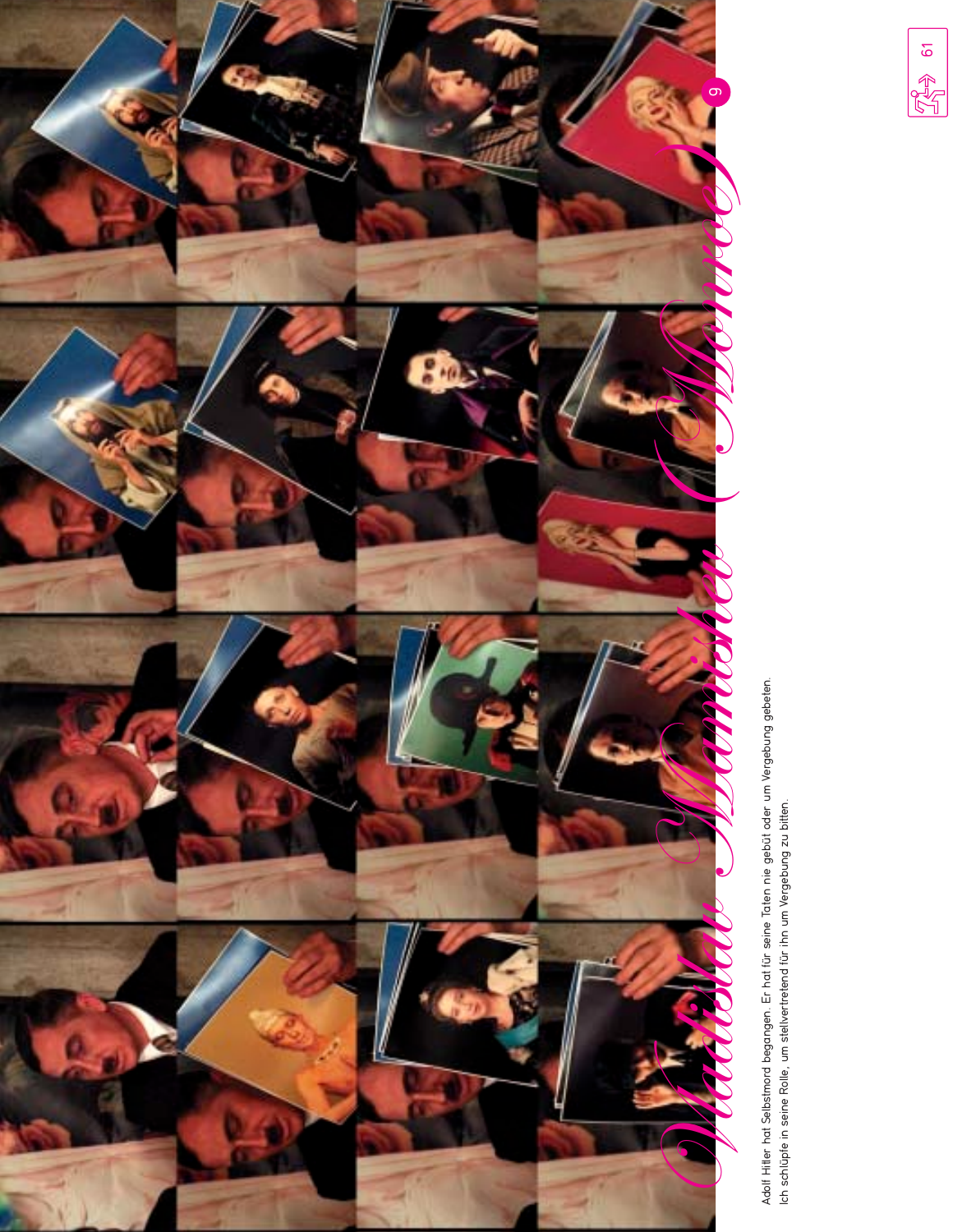# *Vladislav Mamishev (Monroe)*

Adolf Hitler hat Selbstmord begangen. Er hat für seine Taten nie gebüßt oder um Vergebung gebeten.
Ich schlüpfe in seine Rolle, um stellvertretend für ihn um Vergebung zu bitten.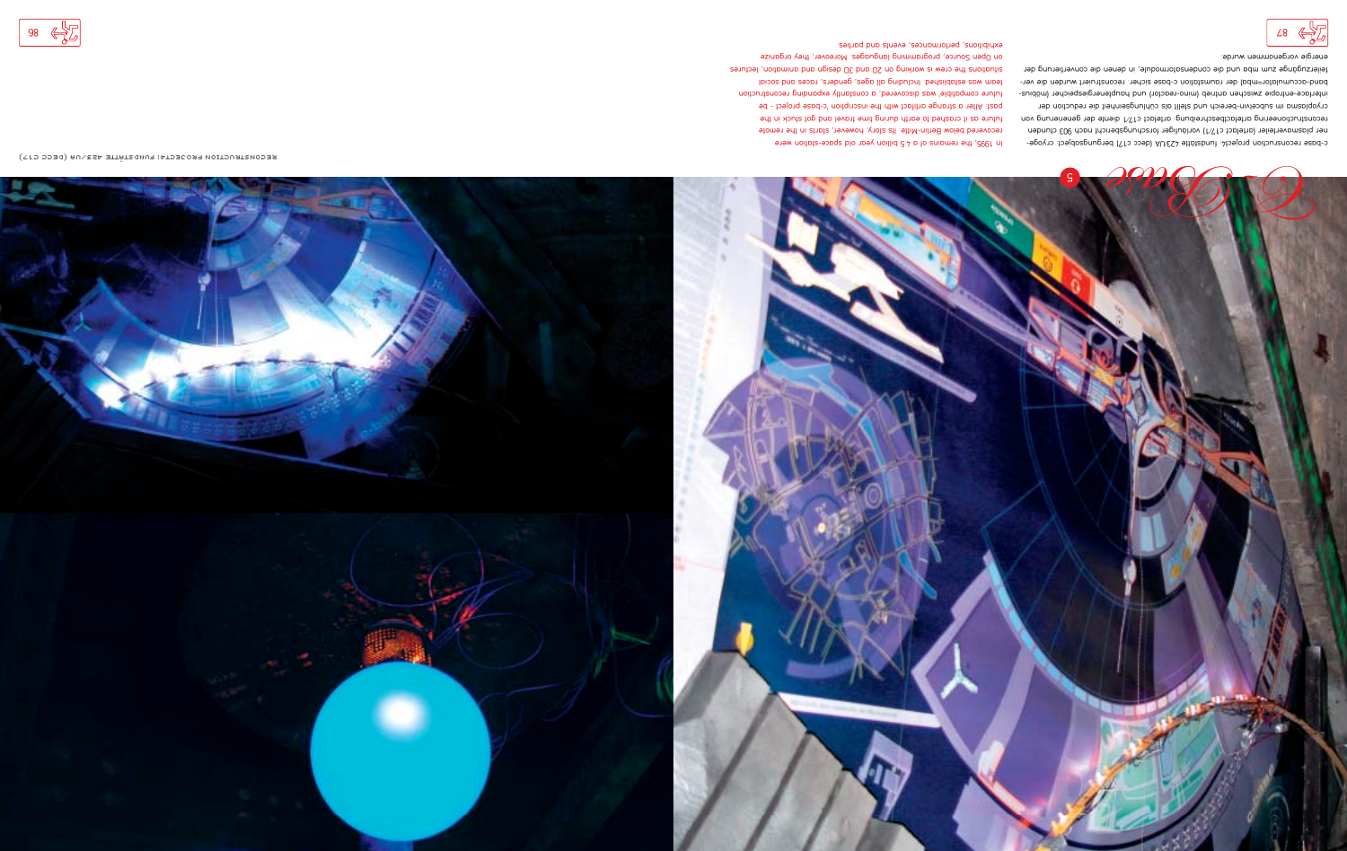# C-Base 5

c-base reconstruction projekt: fundstätte 423/UA (deco c17) bergungsobjekt: cryogener plasmaverteiler (artefact c17/1) vorläufiger forschungsbericht nach 903 stunden reconstructioneering artefactbeschreibung: artefact c17/1 diente der generierung von cryoplasma im subcelvin-bereich und stellt als cühlungseinheit die reduction der interface-entropie zwischen antrieb (mino-reactor) und hauptenergiespeicher (möbius-band-accumulator=mba) der raumstation c-base sicher. reconstruiert wurden die verteilerzugänge zum mba und die condensatormodule, in denen die convertierung der energie vorgenommen wurde

In 1995, the remains of a 4.5 billion year old space-station were recovered below Berlin-Mitte. Its story, however, starts in the remote future as it crashed to earth during time travel and got stuck in the past. After a strange artifact with the inscription 'c-base project - be future compatible' was discovered, a constantly expanding reconstruction team was established. Including all ages, genders, races and social situations the crew is working on 2D and 3D design and animation, lectures on Open Source, programming languages. Moreover, they organize exhibitions, performances, events and parties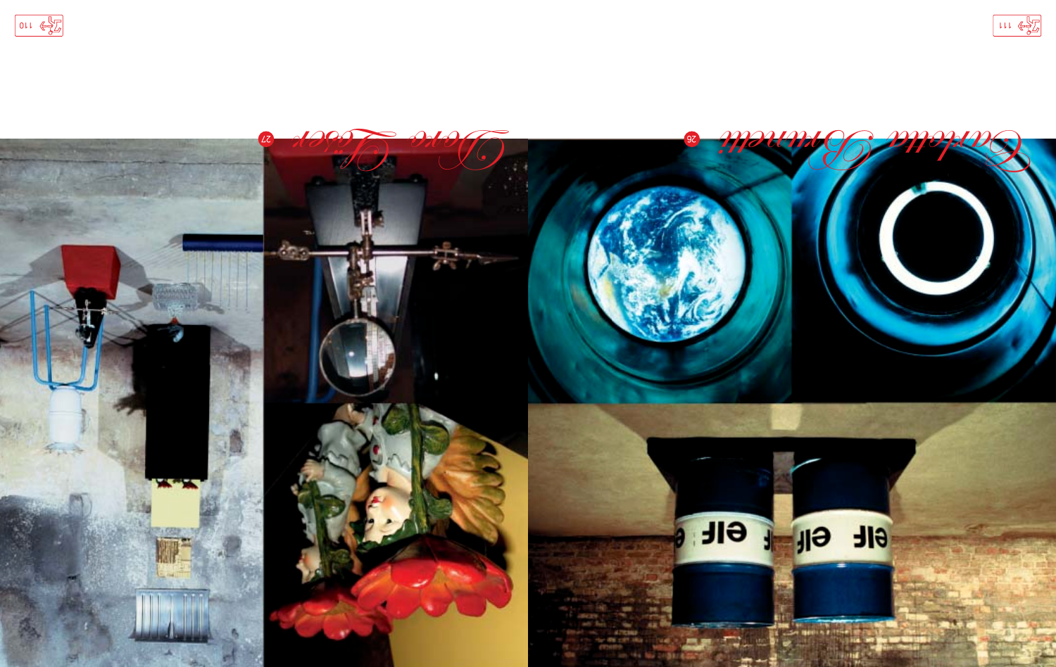## Carlotta Brunelli

26

## Dora Käser

27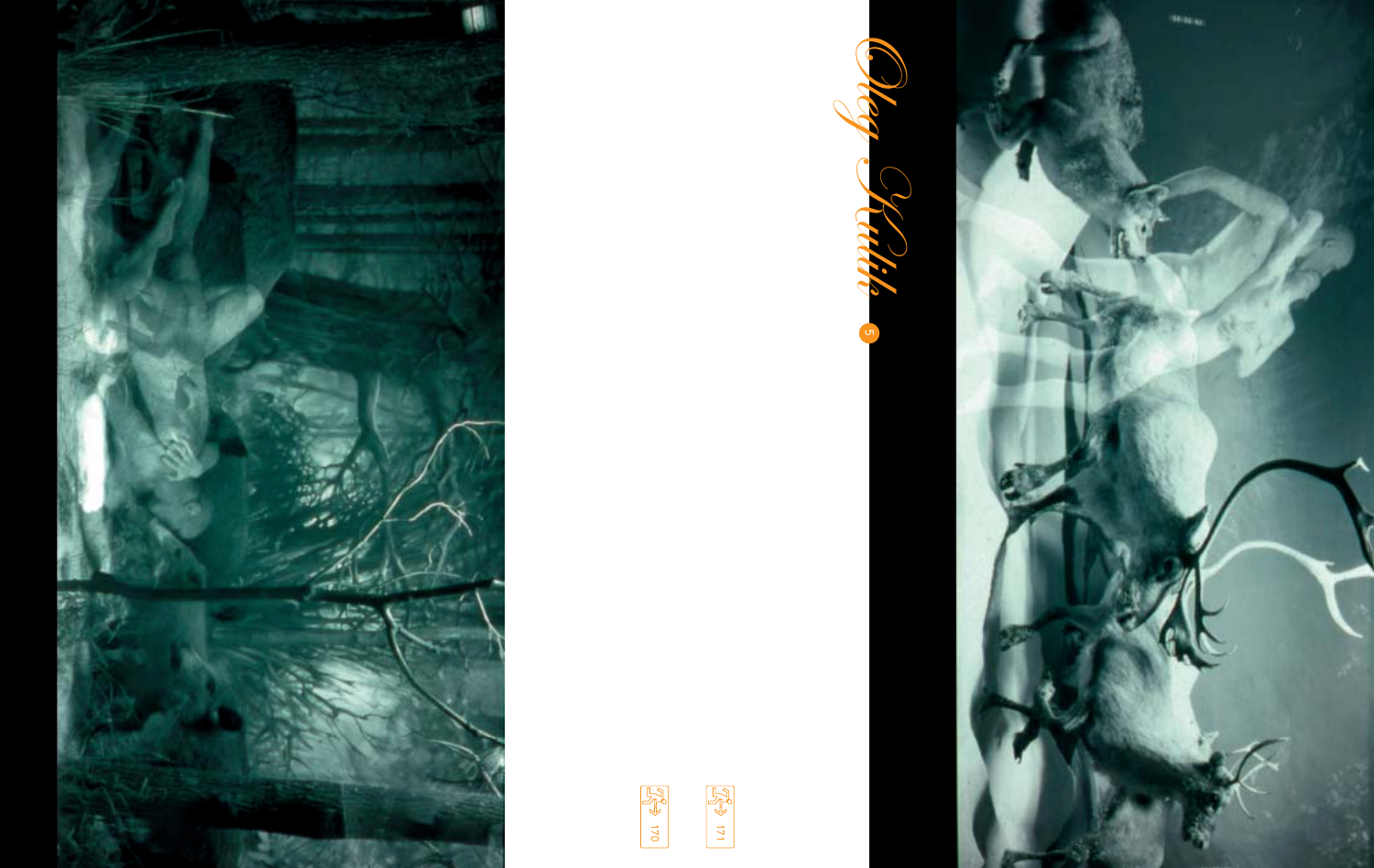# *Oleg Kulik*

5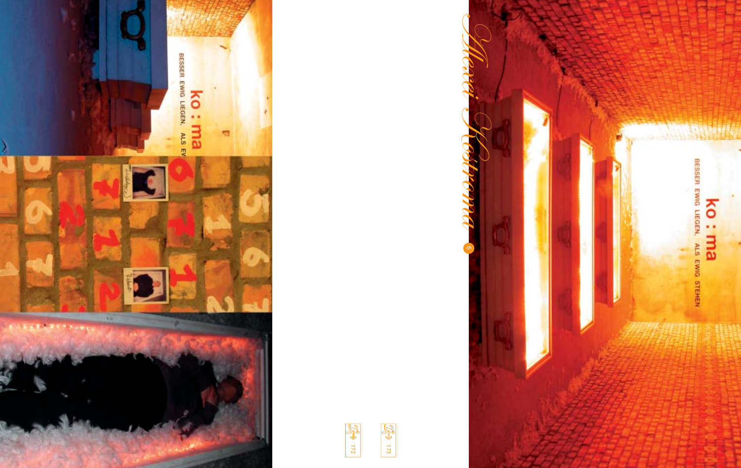# Alexei Kostroma

6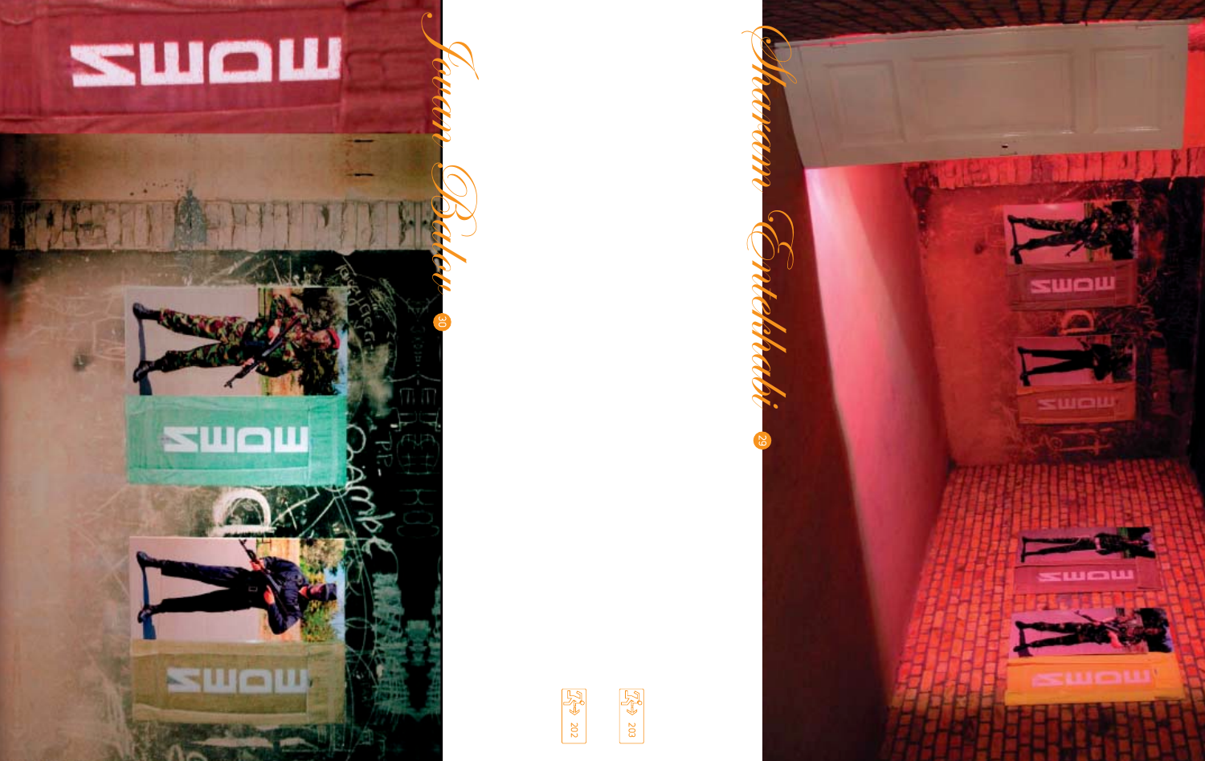Jovan Balov 30

Shahram Entekhabi 29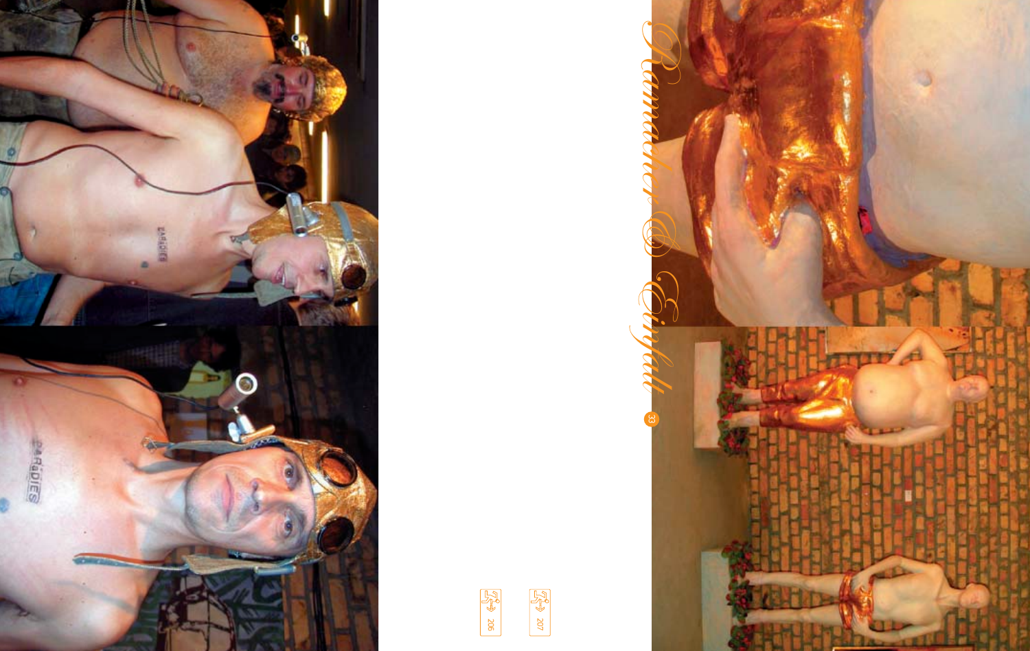# Ramacher & Einfalt

33